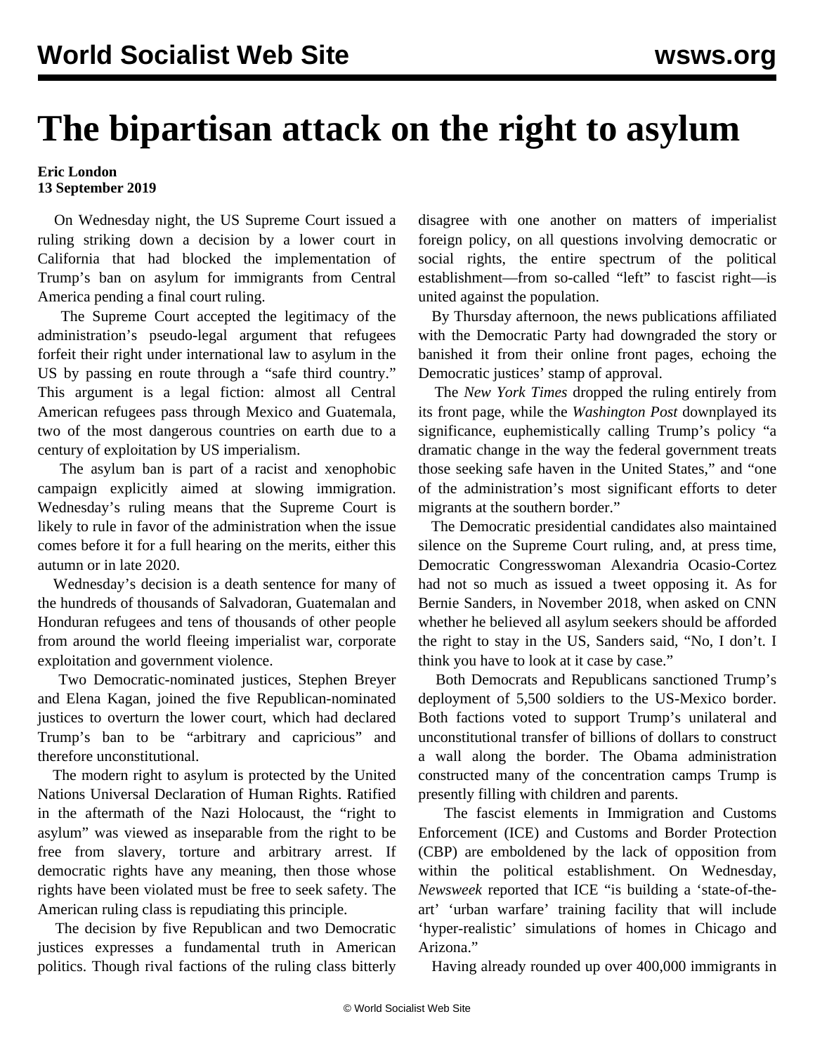# The bipartisan attack on the right to asylum

**Eric London**
**13 September 2019**

On Wednesday night, the US Supreme Court issued a ruling striking down a decision by a lower court in California that had blocked the implementation of Trump's ban on asylum for immigrants from Central America pending a final court ruling.

The Supreme Court accepted the legitimacy of the administration's pseudo-legal argument that refugees forfeit their right under international law to asylum in the US by passing en route through a "safe third country." This argument is a legal fiction: almost all Central American refugees pass through Mexico and Guatemala, two of the most dangerous countries on earth due to a century of exploitation by US imperialism.

The asylum ban is part of a racist and xenophobic campaign explicitly aimed at slowing immigration. Wednesday's ruling means that the Supreme Court is likely to rule in favor of the administration when the issue comes before it for a full hearing on the merits, either this autumn or in late 2020.

Wednesday's decision is a death sentence for many of the hundreds of thousands of Salvadoran, Guatemalan and Honduran refugees and tens of thousands of other people from around the world fleeing imperialist war, corporate exploitation and government violence.

Two Democratic-nominated justices, Stephen Breyer and Elena Kagan, joined the five Republican-nominated justices to overturn the lower court, which had declared Trump's ban to be "arbitrary and capricious" and therefore unconstitutional.

The modern right to asylum is protected by the United Nations Universal Declaration of Human Rights. Ratified in the aftermath of the Nazi Holocaust, the "right to asylum" was viewed as inseparable from the right to be free from slavery, torture and arbitrary arrest. If democratic rights have any meaning, then those whose rights have been violated must be free to seek safety. The American ruling class is repudiating this principle.

The decision by five Republican and two Democratic justices expresses a fundamental truth in American politics. Though rival factions of the ruling class bitterly disagree with one another on matters of imperialist foreign policy, on all questions involving democratic or social rights, the entire spectrum of the political establishment—from so-called "left" to fascist right—is united against the population.

By Thursday afternoon, the news publications affiliated with the Democratic Party had downgraded the story or banished it from their online front pages, echoing the Democratic justices' stamp of approval.

The *New York Times* dropped the ruling entirely from its front page, while the *Washington Post* downplayed its significance, euphemistically calling Trump's policy "a dramatic change in the way the federal government treats those seeking safe haven in the United States," and "one of the administration's most significant efforts to deter migrants at the southern border."

The Democratic presidential candidates also maintained silence on the Supreme Court ruling, and, at press time, Democratic Congresswoman Alexandria Ocasio-Cortez had not so much as issued a tweet opposing it. As for Bernie Sanders, in November 2018, when asked on CNN whether he believed all asylum seekers should be afforded the right to stay in the US, Sanders said, "No, I don't. I think you have to look at it case by case."

Both Democrats and Republicans sanctioned Trump's deployment of 5,500 soldiers to the US-Mexico border. Both factions voted to support Trump's unilateral and unconstitutional transfer of billions of dollars to construct a wall along the border. The Obama administration constructed many of the concentration camps Trump is presently filling with children and parents.

The fascist elements in Immigration and Customs Enforcement (ICE) and Customs and Border Protection (CBP) are emboldened by the lack of opposition from within the political establishment. On Wednesday, *Newsweek* reported that ICE "is building a 'state-of-the-art' 'urban warfare' training facility that will include 'hyper-realistic' simulations of homes in Chicago and Arizona."

Having already rounded up over 400,000 immigrants in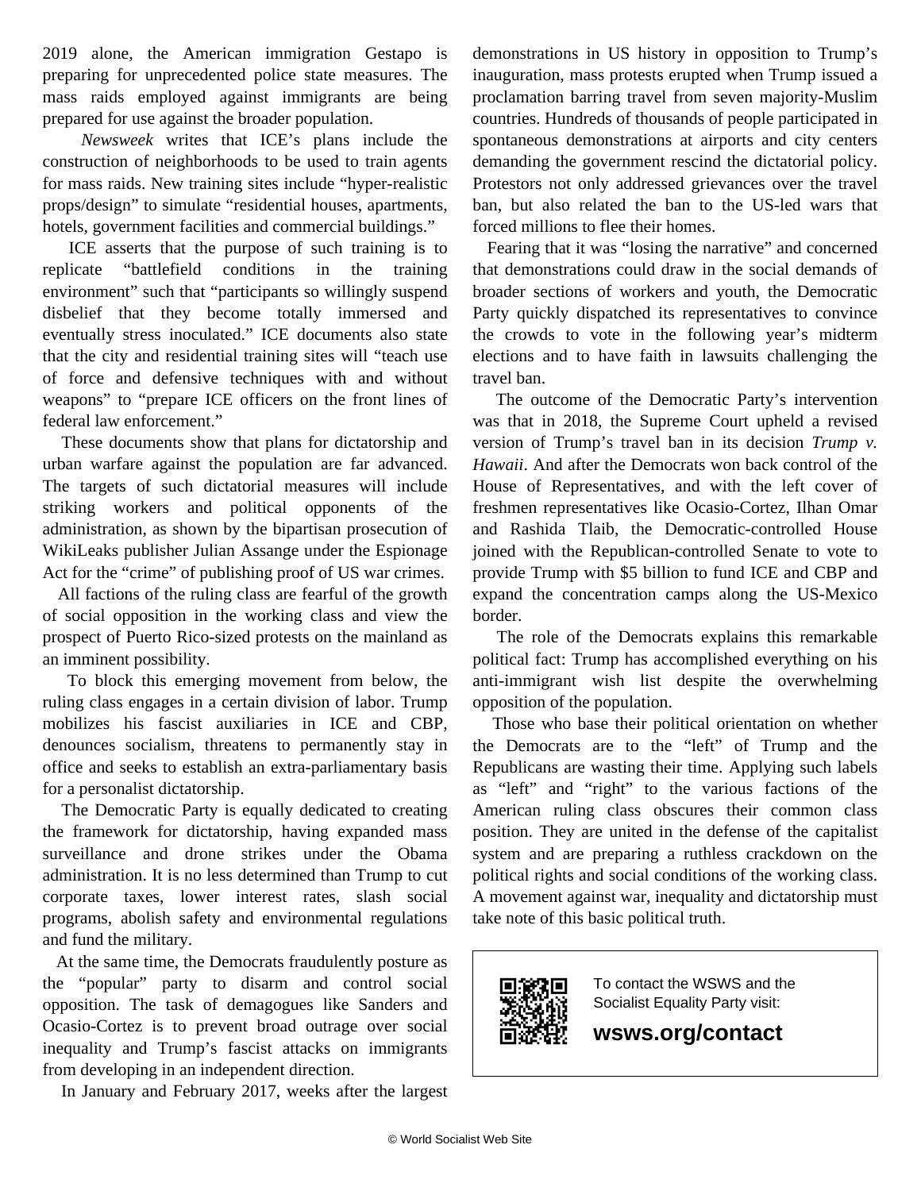2019 alone, the American immigration Gestapo is preparing for unprecedented police state measures. The mass raids employed against immigrants are being prepared for use against the broader population.

*Newsweek* writes that ICE's plans include the construction of neighborhoods to be used to train agents for mass raids. New training sites include "hyper-realistic props/design" to simulate "residential houses, apartments, hotels, government facilities and commercial buildings."

ICE asserts that the purpose of such training is to replicate "battlefield conditions in the training environment" such that "participants so willingly suspend disbelief that they become totally immersed and eventually stress inoculated." ICE documents also state that the city and residential training sites will "teach use of force and defensive techniques with and without weapons" to "prepare ICE officers on the front lines of federal law enforcement."

These documents show that plans for dictatorship and urban warfare against the population are far advanced. The targets of such dictatorial measures will include striking workers and political opponents of the administration, as shown by the bipartisan prosecution of WikiLeaks publisher Julian Assange under the Espionage Act for the "crime" of publishing proof of US war crimes.

All factions of the ruling class are fearful of the growth of social opposition in the working class and view the prospect of Puerto Rico-sized protests on the mainland as an imminent possibility.

To block this emerging movement from below, the ruling class engages in a certain division of labor. Trump mobilizes his fascist auxiliaries in ICE and CBP, denounces socialism, threatens to permanently stay in office and seeks to establish an extra-parliamentary basis for a personalist dictatorship.

The Democratic Party is equally dedicated to creating the framework for dictatorship, having expanded mass surveillance and drone strikes under the Obama administration. It is no less determined than Trump to cut corporate taxes, lower interest rates, slash social programs, abolish safety and environmental regulations and fund the military.

At the same time, the Democrats fraudulently posture as the "popular" party to disarm and control social opposition. The task of demagogues like Sanders and Ocasio-Cortez is to prevent broad outrage over social inequality and Trump's fascist attacks on immigrants from developing in an independent direction.

In January and February 2017, weeks after the largest demonstrations in US history in opposition to Trump's inauguration, mass protests erupted when Trump issued a proclamation barring travel from seven majority-Muslim countries. Hundreds of thousands of people participated in spontaneous demonstrations at airports and city centers demanding the government rescind the dictatorial policy. Protestors not only addressed grievances over the travel ban, but also related the ban to the US-led wars that forced millions to flee their homes.

Fearing that it was "losing the narrative" and concerned that demonstrations could draw in the social demands of broader sections of workers and youth, the Democratic Party quickly dispatched its representatives to convince the crowds to vote in the following year's midterm elections and to have faith in lawsuits challenging the travel ban.

The outcome of the Democratic Party's intervention was that in 2018, the Supreme Court upheld a revised version of Trump's travel ban in its decision *Trump v. Hawaii*. And after the Democrats won back control of the House of Representatives, and with the left cover of freshmen representatives like Ocasio-Cortez, Ilhan Omar and Rashida Tlaib, the Democratic-controlled House joined with the Republican-controlled Senate to vote to provide Trump with $5 billion to fund ICE and CBP and expand the concentration camps along the US-Mexico border.

The role of the Democrats explains this remarkable political fact: Trump has accomplished everything on his anti-immigrant wish list despite the overwhelming opposition of the population.

Those who base their political orientation on whether the Democrats are to the "left" of Trump and the Republicans are wasting their time. Applying such labels as "left" and "right" to the various factions of the American ruling class obscures their common class position. They are united in the defense of the capitalist system and are preparing a ruthless crackdown on the political rights and social conditions of the working class. A movement against war, inequality and dictatorship must take note of this basic political truth.

To contact the WSWS and the Socialist Equality Party visit:

**wsws.org/contact**